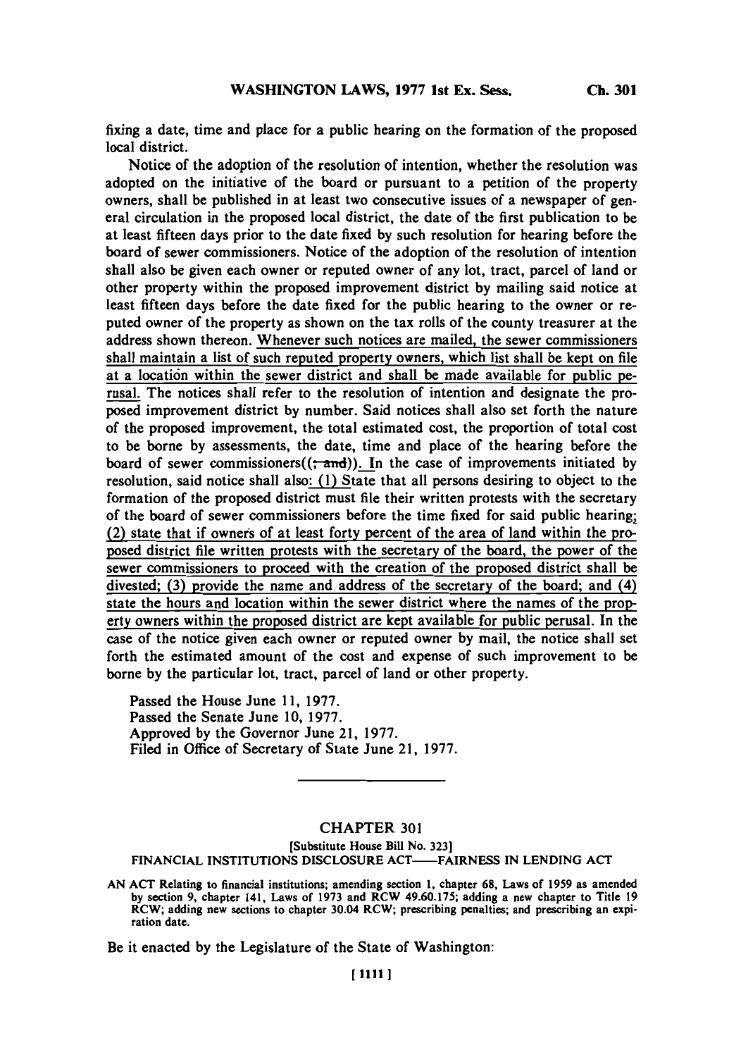fixing a date, time and place for a public hearing on the formation of the proposed local district.

Notice of the adoption of the resolution of intention, whether the resolution was adopted on the initiative of the board or pursuant to a petition of the property owners, shall be published in at least two consecutive issues of a newspaper of general circulation in the proposed local district, the date of the first publication to be at least fifteen days prior to the date fixed by such resolution for hearing before the board of sewer commissioners. Notice of the adoption of the resolution of intention shall also be given each owner or reputed owner of any lot, tract, parcel of land or other property within the proposed improvement district by mailing said notice at least fifteen days before the date fixed for the public hearing to the owner or reputed owner of the property as shown on the tax rolls of the county treasurer at the address shown thereon. Whenever such notices are mailed, the sewer commissioners shall maintain a list of such reputed property owners, which list shall be kept on file at a location within the sewer district and shall be made available for public perusal. The notices shall refer to the resolution of intention and designate the proposed improvement district by number. Said notices shall also set forth the nature of the proposed improvement, the total estimated cost, the proportion of total cost to be borne by assessments, the date, time and place of the hearing before the board of sewer commissioners((; and)). In the case of improvements initiated by resolution, said notice shall also: (1) State that all persons desiring to object to the formation of the proposed district must file their written protests with the secretary of the board of sewer commissioners before the time fixed for said public hearing; (2) state that if owners of at least forty percent of the area of land within the proposed district file written protests with the secretary of the board, the power of the sewer commissioners to proceed with the creation of the proposed district shall be divested; (3) provide the name and address of the secretary of the board; and (4) state the hours and location within the sewer district where the names of the property owners within the proposed district are kept available for public perusal. In the case of the notice given each owner or reputed owner by mail, the notice shall set forth the estimated amount of the cost and expense of such improvement to be borne by the particular lot, tract, parcel of land or other property.

Passed the House June 11, 1977.
Passed the Senate June 10, 1977.
Approved by the Governor June 21, 1977.
Filed in Office of Secretary of State June 21, 1977.

---

## CHAPTER 301

[Substitute House Bill No. 323]

### FINANCIAL INSTITUTIONS DISCLOSURE ACT——FAIRNESS IN LENDING ACT

AN ACT Relating to financial institutions; amending section 1, chapter 68, Laws of 1959 as amended by section 9, chapter 141, Laws of 1973 and RCW 49.60.175; adding a new chapter to Title 19 RCW; adding new sections to chapter 30.04 RCW; prescribing penalties; and prescribing an expiration date.

Be it enacted by the Legislature of the State of Washington: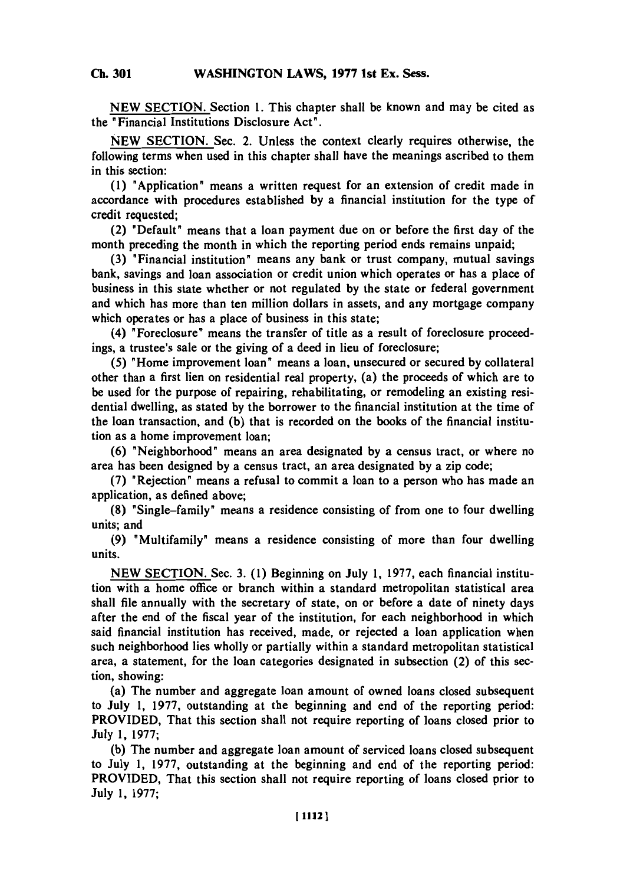NEW SECTION. Section 1. This chapter shall be known and may be cited as the "Financial Institutions Disclosure Act".

NEW SECTION. Sec. 2. Unless the context clearly requires otherwise, the following terms when used in this chapter shall have the meanings ascribed to them in this section:

(1) "Application" means a written request for an extension of credit made in accordance with procedures established by a financial institution for the type of credit requested;

(2) "Default" means that a loan payment due on or before the first day of the month preceding the month in which the reporting period ends remains unpaid;

(3) "Financial institution" means any bank or trust company, mutual savings bank, savings and loan association or credit union which operates or has a place of business in this state whether or not regulated by the state or federal government and which has more than ten million dollars in assets, and any mortgage company which operates or has a place of business in this state;

(4) "Foreclosure" means the transfer of title as a result of foreclosure proceedings, a trustee's sale or the giving of a deed in lieu of foreclosure;

(5) "Home improvement loan" means a loan, unsecured or secured by collateral other than a first lien on residential real property, (a) the proceeds of which are to be used for the purpose of repairing, rehabilitating, or remodeling an existing residential dwelling, as stated by the borrower to the financial institution at the time of the loan transaction, and (b) that is recorded on the books of the financial institution as a home improvement loan;

(6) "Neighborhood" means an area designated by a census tract, or where no area has been designed by a census tract, an area designated by a zip code;

(7) "Rejection" means a refusal to commit a loan to a person who has made an application, as defined above;

(8) "Single-family" means a residence consisting of from one to four dwelling units; and

(9) "Multifamily" means a residence consisting of more than four dwelling units.

NEW SECTION. Sec. 3. (1) Beginning on July 1, 1977, each financial institution with a home office or branch within a standard metropolitan statistical area shall file annually with the secretary of state, on or before a date of ninety days after the end of the fiscal year of the institution, for each neighborhood in which said financial institution has received, made, or rejected a loan application when such neighborhood lies wholly or partially within a standard metropolitan statistical area, a statement, for the loan categories designated in subsection (2) of this section, showing:

(a) The number and aggregate loan amount of owned loans closed subsequent to July 1, 1977, outstanding at the beginning and end of the reporting period: PROVIDED, That this section shall not require reporting of loans closed prior to July 1, 1977;

(b) The number and aggregate loan amount of serviced loans closed subsequent to July 1, 1977, outstanding at the beginning and end of the reporting period: PROVIDED, That this section shall not require reporting of loans closed prior to July 1, 1977;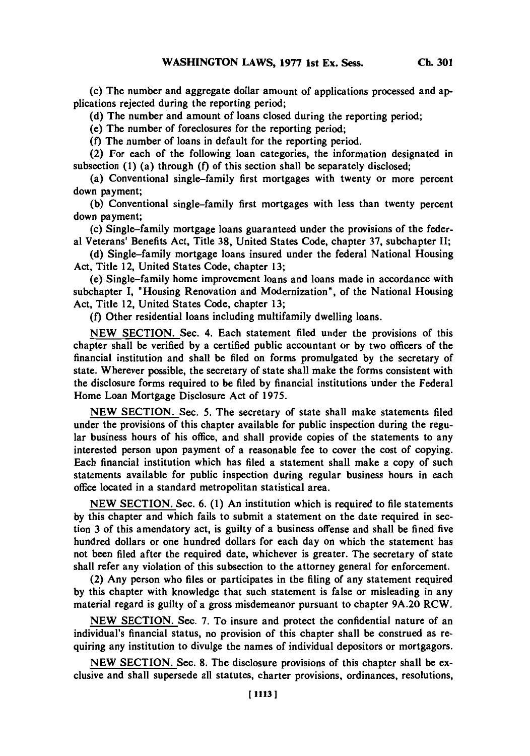(c) The number and aggregate dollar amount of applications processed and applications rejected during the reporting period;

(d) The number and amount of loans closed during the reporting period;

(e) The number of foreclosures for the reporting period;

(f) The number of loans in default for the reporting period.

(2) For each of the following loan categories, the information designated in subsection (1) (a) through (f) of this section shall be separately disclosed;

(a) Conventional single-family first mortgages with twenty or more percent down payment;

(b) Conventional single-family first mortgages with less than twenty percent down payment;

(c) Single-family mortgage loans guaranteed under the provisions of the federal Veterans' Benefits Act, Title 38, United States Code, chapter 37, subchapter II;

(d) Single-family mortgage loans insured under the federal National Housing Act, Title 12, United States Code, chapter 13;

(e) Single-family home improvement loans and loans made in accordance with subchapter I, "Housing Renovation and Modernization", of the National Housing Act, Title 12, United States Code, chapter 13;

(f) Other residential loans including multifamily dwelling loans.

NEW SECTION. Sec. 4. Each statement filed under the provisions of this chapter shall be verified by a certified public accountant or by two officers of the financial institution and shall be filed on forms promulgated by the secretary of state. Wherever possible, the secretary of state shall make the forms consistent with the disclosure forms required to be filed by financial institutions under the Federal Home Loan Mortgage Disclosure Act of 1975.

NEW SECTION. Sec. 5. The secretary of state shall make statements filed under the provisions of this chapter available for public inspection during the regular business hours of his office, and shall provide copies of the statements to any interested person upon payment of a reasonable fee to cover the cost of copying. Each financial institution which has filed a statement shall make a copy of such statements available for public inspection during regular business hours in each office located in a standard metropolitan statistical area.

NEW SECTION. Sec. 6. (1) An institution which is required to file statements by this chapter and which fails to submit a statement on the date required in section 3 of this amendatory act, is guilty of a business offense and shall be fined five hundred dollars or one hundred dollars for each day on which the statement has not been filed after the required date, whichever is greater. The secretary of state shall refer any violation of this subsection to the attorney general for enforcement.

(2) Any person who files or participates in the filing of any statement required by this chapter with knowledge that such statement is false or misleading in any material regard is guilty of a gross misdemeanor pursuant to chapter 9A.20 RCW.

NEW SECTION. Sec. 7. To insure and protect the confidential nature of an individual's financial status, no provision of this chapter shall be construed as requiring any institution to divulge the names of individual depositors or mortgagors.

NEW SECTION. Sec. 8. The disclosure provisions of this chapter shall be exclusive and shall supersede all statutes, charter provisions, ordinances, resolutions,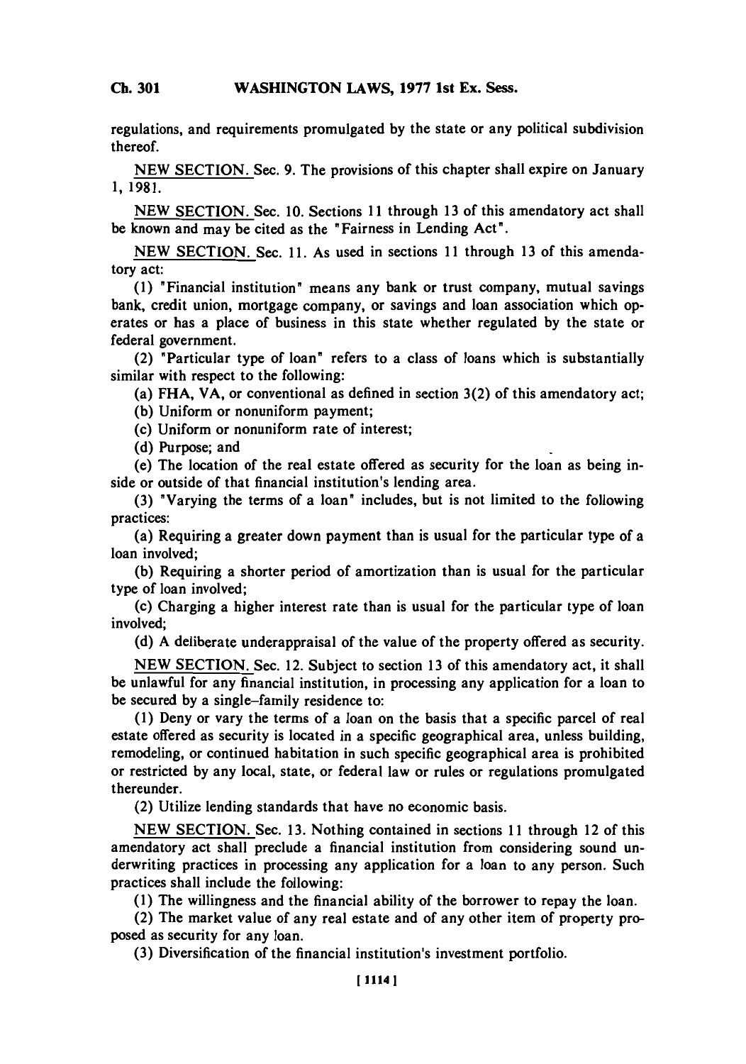regulations, and requirements promulgated by the state or any political subdivision thereof.

NEW SECTION. Sec. 9. The provisions of this chapter shall expire on January 1, 1981.

NEW SECTION. Sec. 10. Sections 11 through 13 of this amendatory act shall be known and may be cited as the "Fairness in Lending Act".

NEW SECTION. Sec. 11. As used in sections 11 through 13 of this amendatory act:

(1) "Financial institution" means any bank or trust company, mutual savings bank, credit union, mortgage company, or savings and loan association which operates or has a place of business in this state whether regulated by the state or federal government.

(2) "Particular type of loan" refers to a class of loans which is substantially similar with respect to the following:

(a) FHA, VA, or conventional as defined in section 3(2) of this amendatory act;

(b) Uniform or nonuniform payment;

(c) Uniform or nonuniform rate of interest;

(d) Purpose; and

(e) The location of the real estate offered as security for the loan as being inside or outside of that financial institution's lending area.

(3) "Varying the terms of a loan" includes, but is not limited to the following practices:

(a) Requiring a greater down payment than is usual for the particular type of a loan involved;

(b) Requiring a shorter period of amortization than is usual for the particular type of loan involved;

(c) Charging a higher interest rate than is usual for the particular type of loan involved;

(d) A deliberate underappraisal of the value of the property offered as security.

NEW SECTION. Sec. 12. Subject to section 13 of this amendatory act, it shall be unlawful for any financial institution, in processing any application for a loan to be secured by a single-family residence to:

(1) Deny or vary the terms of a loan on the basis that a specific parcel of real estate offered as security is located in a specific geographical area, unless building, remodeling, or continued habitation in such specific geographical area is prohibited or restricted by any local, state, or federal law or rules or regulations promulgated thereunder.

(2) Utilize lending standards that have no economic basis.

NEW SECTION. Sec. 13. Nothing contained in sections 11 through 12 of this amendatory act shall preclude a financial institution from considering sound underwriting practices in processing any application for a loan to any person. Such practices shall include the following:

(1) The willingness and the financial ability of the borrower to repay the loan.

(2) The market value of any real estate and of any other item of property proposed as security for any loan.

(3) Diversification of the financial institution's investment portfolio.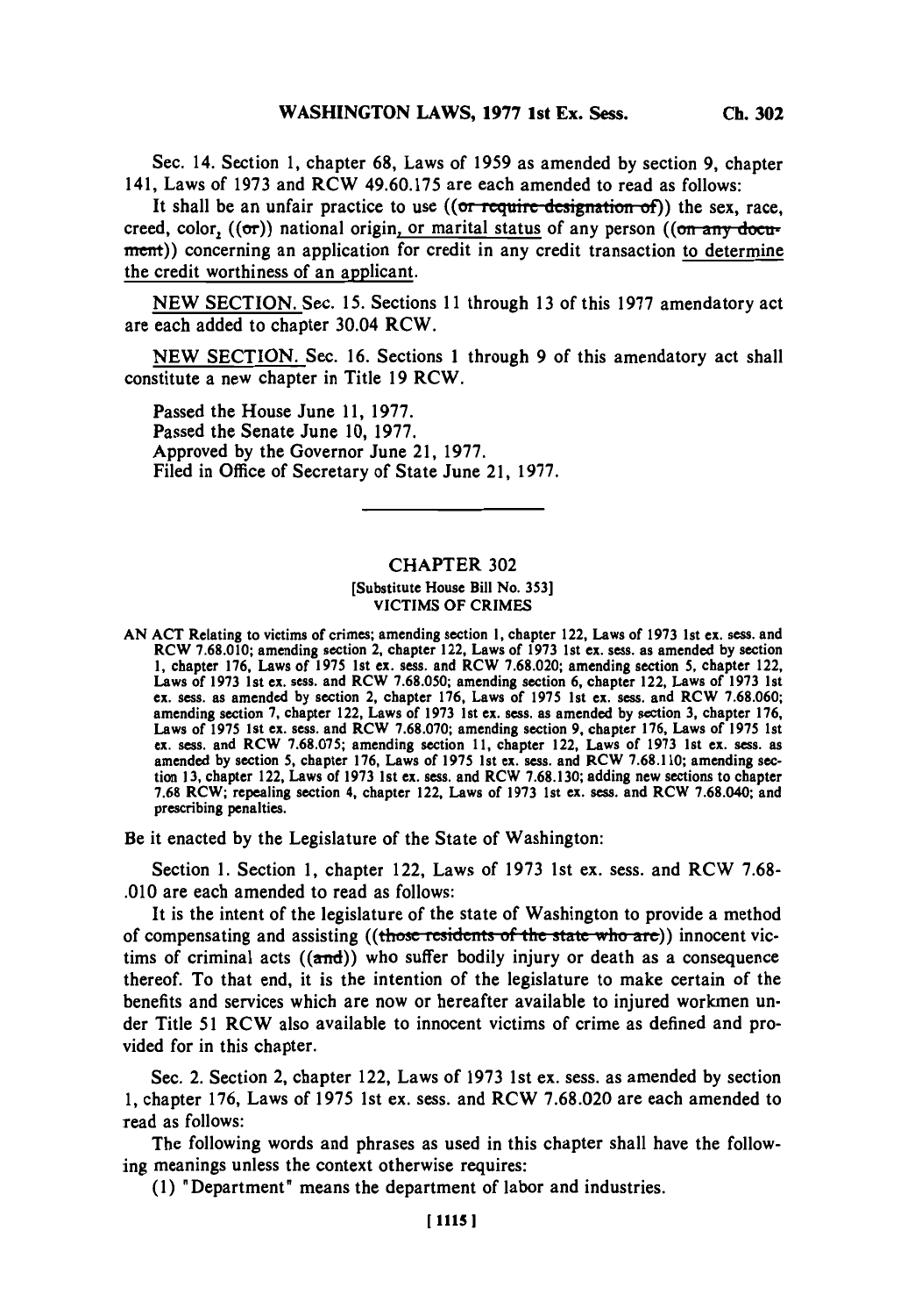Sec. 14. Section 1, chapter 68, Laws of 1959 as amended by section 9, chapter 141, Laws of 1973 and RCW 49.60.175 are each amended to read as follows:

It shall be an unfair practice to use ((~~or require designation of~~)) the sex, race, creed, color, ((~~or~~)) national origin, or marital status of any person ((~~on any document~~)) concerning an application for credit in any credit transaction to determine the credit worthiness of an applicant.

NEW SECTION. Sec. 15. Sections 11 through 13 of this 1977 amendatory act are each added to chapter 30.04 RCW.

NEW SECTION. Sec. 16. Sections 1 through 9 of this amendatory act shall constitute a new chapter in Title 19 RCW.

Passed the House June 11, 1977.
Passed the Senate June 10, 1977.
Approved by the Governor June 21, 1977.
Filed in Office of Secretary of State June 21, 1977.

---

## CHAPTER 302

[Substitute House Bill No. 353]

VICTIMS OF CRIMES

AN ACT Relating to victims of crimes; amending section 1, chapter 122, Laws of 1973 1st ex. sess. and RCW 7.68.010; amending section 2, chapter 122, Laws of 1973 1st ex. sess. as amended by section 1, chapter 176, Laws of 1975 1st ex. sess. and RCW 7.68.020; amending section 5, chapter 122, Laws of 1973 1st ex. sess. and RCW 7.68.050; amending section 6, chapter 122, Laws of 1973 1st ex. sess. as amended by section 2, chapter 176, Laws of 1975 1st ex. sess. and RCW 7.68.060; amending section 7, chapter 122, Laws of 1973 1st ex. sess. as amended by section 3, chapter 176, Laws of 1975 1st ex. sess. and RCW 7.68.070; amending section 9, chapter 176, Laws of 1975 1st ex. sess. and RCW 7.68.075; amending section 11, chapter 122, Laws of 1973 1st ex. sess. as amended by section 5, chapter 176, Laws of 1975 1st ex. sess. and RCW 7.68.110; amending section 13, chapter 122, Laws of 1973 1st ex. sess. and RCW 7.68.130; adding new sections to chapter 7.68 RCW; repealing section 4, chapter 122, Laws of 1973 1st ex. sess. and RCW 7.68.040; and prescribing penalties.

Be it enacted by the Legislature of the State of Washington:

Section 1. Section 1, chapter 122, Laws of 1973 1st ex. sess. and RCW 7.68-.010 are each amended to read as follows:

It is the intent of the legislature of the state of Washington to provide a method of compensating and assisting ((~~those residents of the state who are~~)) innocent victims of criminal acts ((~~and~~)) who suffer bodily injury or death as a consequence thereof. To that end, it is the intention of the legislature to make certain of the benefits and services which are now or hereafter available to injured workmen under Title 51 RCW also available to innocent victims of crime as defined and provided for in this chapter.

Sec. 2. Section 2, chapter 122, Laws of 1973 1st ex. sess. as amended by section 1, chapter 176, Laws of 1975 1st ex. sess. and RCW 7.68.020 are each amended to read as follows:

The following words and phrases as used in this chapter shall have the following meanings unless the context otherwise requires:

(1) "Department" means the department of labor and industries.